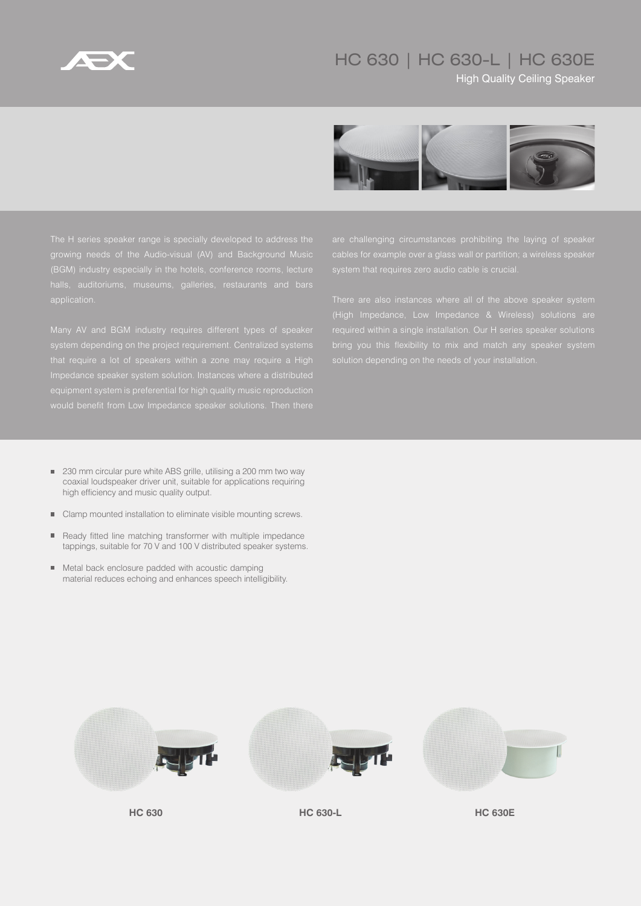# HC 630 | HC 630-L | HC 630E

## High Quality Ceiling Speaker

The H series speaker range is specially developed to address the growing needs of the Audio-visual (AV) and Background Music (BGM) industry especially in the hotels, conference rooms, lecture halls, auditoriums, museums, galleries, restaurants and bars application.

Many AV and BGM industry requires different types of speaker system depending on the project requirement. Centralized systems that require a lot of speakers within a zone may require a High Impedance speaker system solution. Instances where a distributed equipment system is preferential for high quality music reproduction would benefit from Low Impedance speaker solutions. Then there are challenging circumstances prohibiting the laying of speaker cables for example over a glass wall or partition; a wireless speaker system that requires zero audio cable is crucial.

There are also instances where all of the above speaker system (High Impedance, Low Impedance & Wireless) solutions are required within a single installation. Our H series speaker solutions bring you this flexibility to mix and match any speaker system solution depending on the needs of your installation.

- 230 mm circular pure white ABS grille, utilising a 200 mm two way coaxial loudspeaker driver unit, suitable for applications requiring high efficiency and music quality output.
- Clamp mounted installation to eliminate visible mounting screws.
- Ready fitted line matching transformer with multiple impedance tappings, suitable for 70 V and 100 V distributed speaker systems.
- Metal back enclosure padded with acoustic damping material reduces echoing and enhances speech intelligibility.

**HC 630** **HC 630-L** **HC 630E**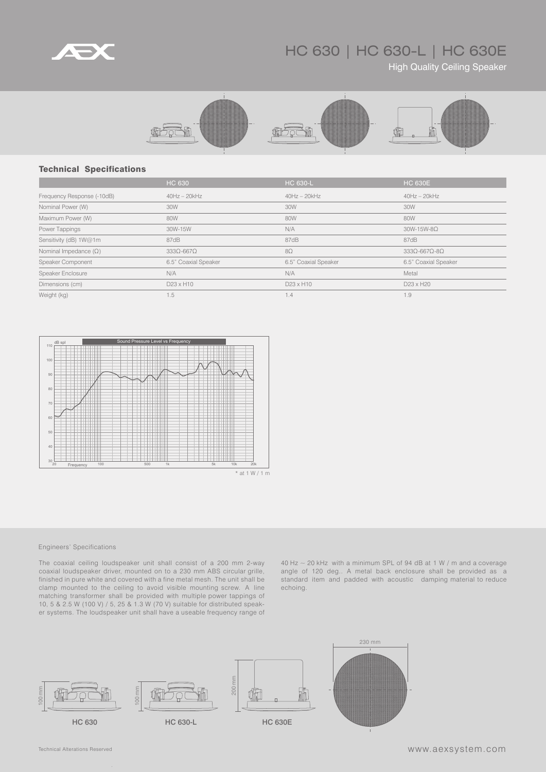# HC 630 | HC 630-L | HC 630E

High Quality Ceiling Speaker

## Technical Specifications

| | HC 630 | HC 630-L | HC 630E |
|---|---|---|---|
| Frequency Response (-10dB) | 40Hz – 20kHz | 40Hz – 20kHz | 40Hz – 20kHz |
| Nominal Power (W) | 30W | 30W | 30W |
| Maximum Power (W) | 80W | 80W | 80W |
| Power Tappings | 30W-15W | N/A | 30W-15W-8Ω |
| Sensitivity (dB) 1W@1m | 87dB | 87dB | 87dB |
| Nominal Impedance (Ω) | 333Ω-667Ω | 8Ω | 333Ω-667Ω-8Ω |
| Speaker Component | 6.5" Coaxial Speaker | 6.5" Coaxial Speaker | 6.5" Coaxial Speaker |
| Speaker Enclosure | N/A | N/A | Metal |
| Dimensions (cm) | D23 x H10 | D23 x H10 | D23 x H20 |
| Weight (kg) | 1.5 | 1.4 | 1.9 |

Sound Pressure Level vs Frequency

dB spl

110
100
90
80
70
60
50
40
30

20 Frequency 100 500 1k 5k 10k 20k

* at 1 W / 1 m

Engineers' Specifications

The coaxial ceiling loudspeaker unit shall consist of a 200 mm 2-way coaxial loudspeaker driver, mounted on to a 230 mm ABS circular grille, finished in pure white and covered with a fine metal mesh. The unit shall be clamp mounted to the ceiling to avoid visible mounting screw. A line matching transformer shall be provided with multiple power tappings of 10, 5 & 2.5 W (100 V) / 5, 25 & 1.3 W (70 V) suitable for distributed speaker systems. The loudspeaker unit shall have a useable frequency range of 40 Hz ~ 20 kHz with a minimum SPL of 94 dB at 1 W / m and a coverage angle of 120 deg.. A metal back enclosure shall be provided as a standard item and padded with acoustic damping material to reduce echoing.

100 mm
HC 630

100 mm
HC 630-L

200 mm
HC 630E

230 mm

Technical Alterations Reserved

www.aexsystem.com